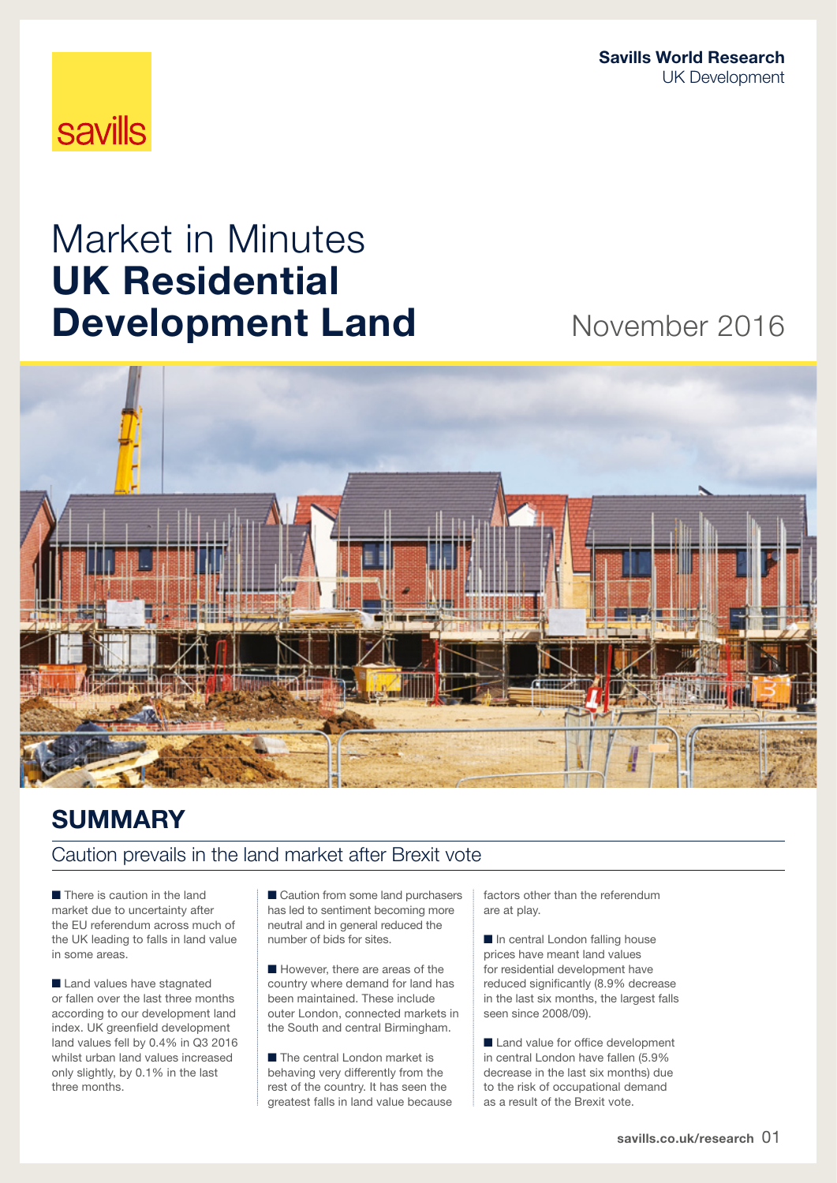savills

**Savills World Research**
UK Development

# Market in Minutes
# **UK Residential Development Land**

November 2016

## SUMMARY

### Caution prevails in the land market after Brexit vote

- There is caution in the land market due to uncertainty after the EU referendum across much of the UK leading to falls in land value in some areas.

- Land values have stagnated or fallen over the last three months according to our development land index. UK greenfield development land values fell by 0.4% in Q3 2016 whilst urban land values increased only slightly, by 0.1% in the last three months.

- Caution from some land purchasers has led to sentiment becoming more neutral and in general reduced the number of bids for sites.

- However, there are areas of the country where demand for land has been maintained. These include outer London, connected markets in the South and central Birmingham.

- The central London market is behaving very differently from the rest of the country. It has seen the greatest falls in land value because factors other than the referendum are at play.

- In central London falling house prices have meant land values for residential development have reduced significantly (8.9% decrease in the last six months, the largest falls seen since 2008/09).

- Land value for office development in central London have fallen (5.9% decrease in the last six months) due to the risk of occupational demand as a result of the Brexit vote.

savills.co.uk/research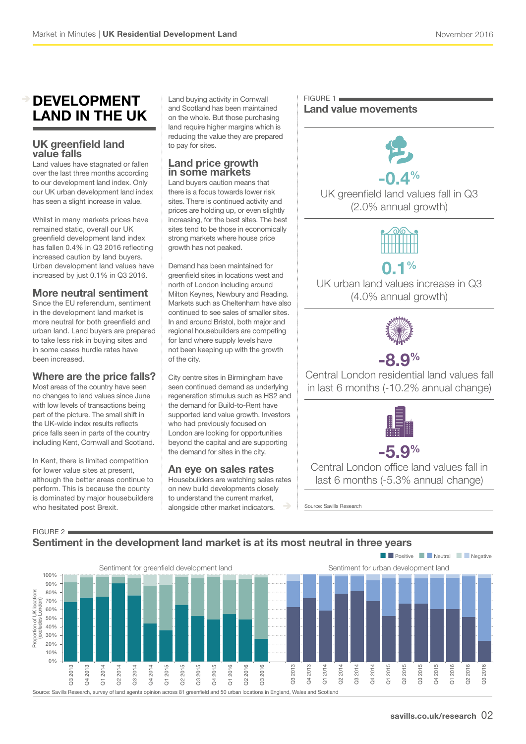# DEVELOPMENT LAND IN THE UK

## UK greenfield land value falls

Land values have stagnated or fallen over the last three months according to our development land index. Only our UK urban development land index has seen a slight increase in value.

Whilst in many markets prices have remained static, overall our UK greenfield development land index has fallen 0.4% in Q3 2016 reflecting increased caution by land buyers. Urban development land values have increased by just 0.1% in Q3 2016.

## More neutral sentiment

Since the EU referendum, sentiment in the development land market is more neutral for both greenfield and urban land. Land buyers are prepared to take less risk in buying sites and in some cases hurdle rates have been increased.

## Where are the price falls?

Most areas of the country have seen no changes to land values since June with low levels of transactions being part of the picture. The small shift in the UK-wide index results reflects price falls seen in parts of the country including Kent, Cornwall and Scotland.

In Kent, there is limited competition for lower value sites at present, although the better areas continue to perform. This is because the county is dominated by major housebuilders who hesitated post Brexit.

Land buying activity in Cornwall and Scotland has been maintained on the whole. But those purchasing land require higher margins which is reducing the value they are prepared to pay for sites.

## Land price growth in some markets

Land buyers caution means that there is a focus towards lower risk sites. There is continued activity and prices are holding up, or even slightly increasing, for the best sites. The best sites tend to be those in economically strong markets where house price growth has not peaked.

Demand has been maintained for greenfield sites in locations west and north of London including around Milton Keynes, Newbury and Reading. Markets such as Cheltenham have also continued to see sales of smaller sites. In and around Bristol, both major and regional housebuilders are competing for land where supply levels have not been keeping up with the growth of the city.

City centre sites in Birmingham have seen continued demand as underlying regeneration stimulus such as HS2 and the demand for Build-to-Rent have supported land value growth. Investors who had previously focused on London are looking for opportunities beyond the capital and are supporting the demand for sites in the city.

## An eye on sales rates

Housebuilders are watching sales rates on new build developments closely to understand the current market, alongside other market indicators.

FIGURE 1
**Land value movements**

**-0.4%**
UK greenfield land values fall in Q3 (2.0% annual growth)

**0.1%**
UK urban land values increase in Q3 (4.0% annual growth)

**-8.9%**
Central London residential land values fall in last 6 months (-10.2% annual change)

**-5.9%**
Central London office land values fall in last 6 months (-5.3% annual change)

Source: Savills Research

FIGURE 2
**Sentiment in the development land market is at its most neutral in three years**

Source: Savills Research, survey of land agents opinion across 81 greenfield and 50 urban locations in England, Wales and Scotland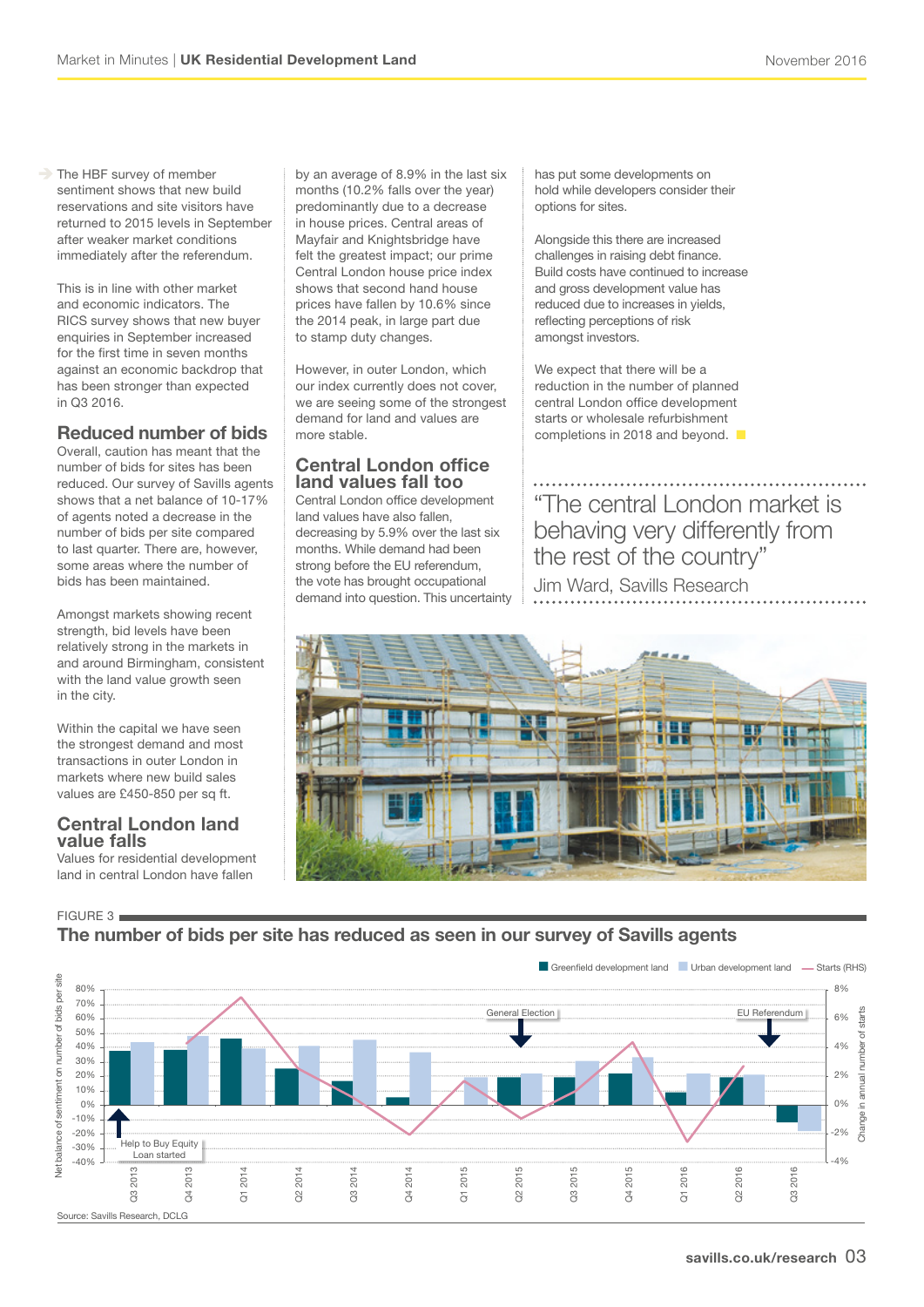The HBF survey of member sentiment shows that new build reservations and site visitors have returned to 2015 levels in September after weaker market conditions immediately after the referendum.

This is in line with other market and economic indicators. The RICS survey shows that new buyer enquiries in September increased for the first time in seven months against an economic backdrop that has been stronger than expected in Q3 2016.

## Reduced number of bids

Overall, caution has meant that the number of bids for sites has been reduced. Our survey of Savills agents shows that a net balance of 10-17% of agents noted a decrease in the number of bids per site compared to last quarter. There are, however, some areas where the number of bids has been maintained.

Amongst markets showing recent strength, bid levels have been relatively strong in the markets in and around Birmingham, consistent with the land value growth seen in the city.

Within the capital we have seen the strongest demand and most transactions in outer London in markets where new build sales values are £450-850 per sq ft.

## Central London land value falls

Values for residential development land in central London have fallen by an average of 8.9% in the last six months (10.2% falls over the year) predominantly due to a decrease in house prices. Central areas of Mayfair and Knightsbridge have felt the greatest impact; our prime Central London house price index shows that second hand house prices have fallen by 10.6% since the 2014 peak, in large part due to stamp duty changes.

However, in outer London, which our index currently does not cover, we are seeing some of the strongest demand for land and values are more stable.

## Central London office land values fall too

Central London office development land values have also fallen, decreasing by 5.9% over the last six months. While demand had been strong before the EU referendum, the vote has brought occupational demand into question. This uncertainty has put some developments on hold while developers consider their options for sites.

Alongside this there are increased challenges in raising debt finance. Build costs have continued to increase and gross development value has reduced due to increases in yields, reflecting perceptions of risk amongst investors.

We expect that there will be a reduction in the number of planned central London office development starts or wholesale refurbishment completions in 2018 and beyond.

> "The central London market is behaving very differently from the rest of the country"
> Jim Ward, Savills Research

FIGURE 3

**The number of bids per site has reduced as seen in our survey of Savills agents**

Source: Savills Research, DCLG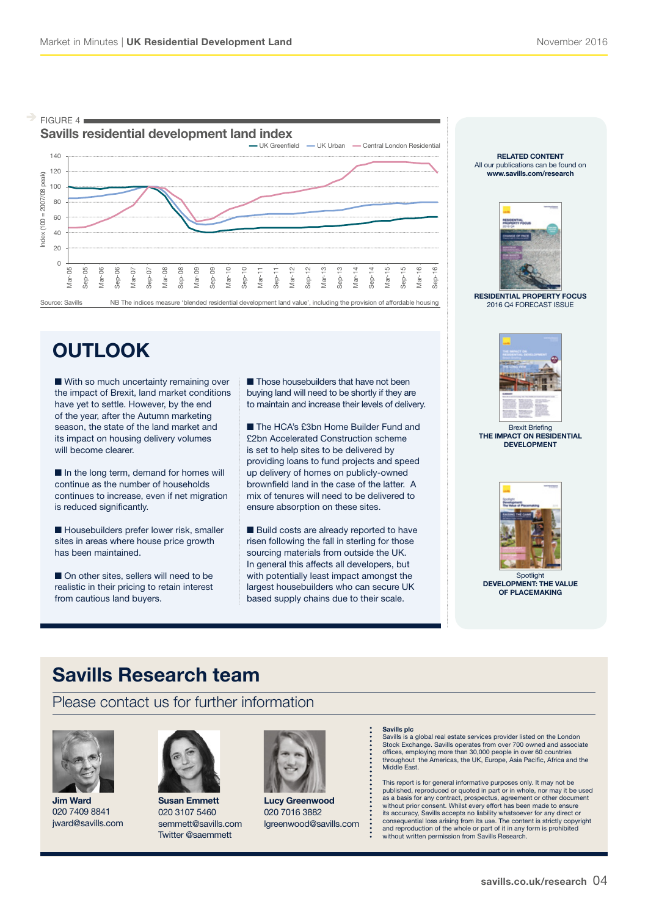FIGURE 4

## Savills residential development land index

UK Greenfield — UK Urban — Central London Residential

Index (100 = 2007/08 peak)

140
120
100
80
60
40
20
0

Mar-05 Sep-05 Mar-06 Sep-06 Mar-07 Sep-07 Mar-08 Sep-08 Mar-09 Sep-09 Mar-10 Sep-10 Mar-11 Sep-11 Mar-12 Sep-12 Mar-13 Sep-13 Mar-14 Sep-14 Mar-15 Sep-15 Mar-16 Sep-16

Source: Savills

NB The indices measure 'blended residential development land value', including the provision of affordable housing

# OUTLOOK

- With so much uncertainty remaining over the impact of Brexit, land market conditions have yet to settle. However, by the end of the year, after the Autumn marketing season, the state of the land market and its impact on housing delivery volumes will become clearer.

- In the long term, demand for homes will continue as the number of households continues to increase, even if net migration is reduced significantly.

- Housebuilders prefer lower risk, smaller sites in areas where house price growth has been maintained.

- On other sites, sellers will need to be realistic in their pricing to retain interest from cautious land buyers.

- Those housebuilders that have not been buying land will need to be shortly if they are to maintain and increase their levels of delivery.

- The HCA's £3bn Home Builder Fund and £2bn Accelerated Construction scheme is set to help sites to be delivered by providing loans to fund projects and speed up delivery of homes on publicly-owned brownfield land in the case of the latter. A mix of tenures will need to be delivered to ensure absorption on these sites.

- Build costs are already reported to have risen following the fall in sterling for those sourcing materials from outside the UK. In general this affects all developers, but with potentially least impact amongst the largest housebuilders who can secure UK based supply chains due to their scale.

**RELATED CONTENT**
All our publications can be found on **www.savills.com/research**

**RESIDENTIAL PROPERTY FOCUS**
2016 Q4 FORECAST ISSUE

Brexit Briefing
**THE IMPACT ON RESIDENTIAL DEVELOPMENT**

Spotlight
**DEVELOPMENT: THE VALUE OF PLACEMAKING**

# Savills Research team

## Please contact us for further information

**Jim Ward**
020 7409 8841
jward@savills.com

**Susan Emmett**
020 3107 5460
semmett@savills.com
Twitter @saemmett

**Lucy Greenwood**
020 7016 3882
lgreenwood@savills.com

**Savills plc**
Savills is a global real estate services provider listed on the London Stock Exchange. Savills operates from over 700 owned and associate offices, employing more than 30,000 people in over 60 countries throughout the Americas, the UK, Europe, Asia Pacific, Africa and the Middle East.

This report is for general informative purposes only. It may not be published, reproduced or quoted in part or in whole, nor may it be used as a basis for any contract, prospectus, agreement or other document without prior consent. Whilst every effort has been made to ensure its accuracy, Savills accepts no liability whatsoever for any direct or consequential loss arising from its use. The content is strictly copyright and reproduction of the whole or part of it in any form is prohibited without written permission from Savills Research.